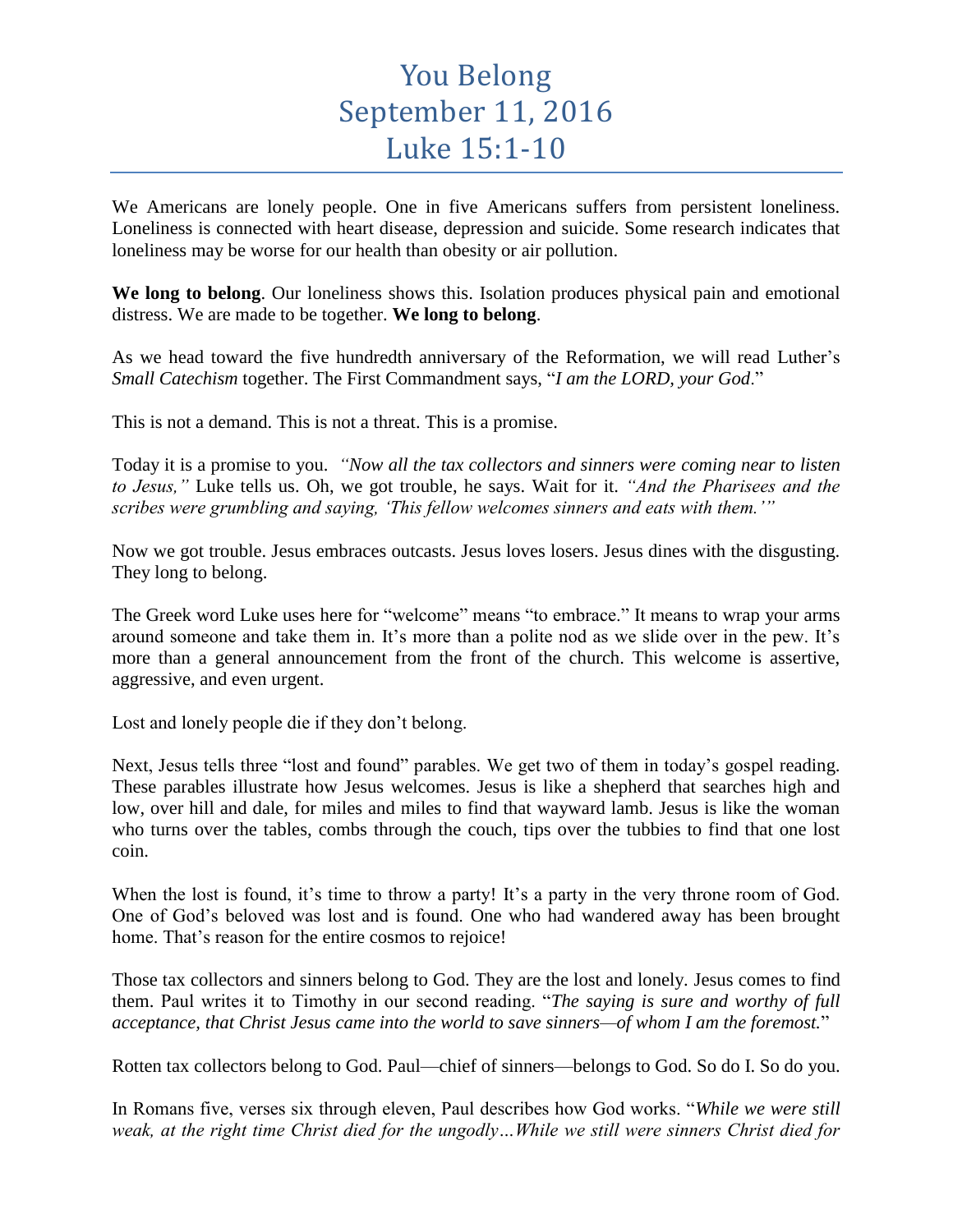# You Belong
# September 11, 2016
# Luke 15:1-10

We Americans are lonely people. One in five Americans suffers from persistent loneliness. Loneliness is connected with heart disease, depression and suicide. Some research indicates that loneliness may be worse for our health than obesity or air pollution.

**We long to belong**. Our loneliness shows this. Isolation produces physical pain and emotional distress. We are made to be together. **We long to belong**.

As we head toward the five hundredth anniversary of the Reformation, we will read Luther's *Small Catechism* together. The First Commandment says, "*I am the LORD, your God*."

This is not a demand. This is not a threat. This is a promise.

Today it is a promise to you. *"Now all the tax collectors and sinners were coming near to listen to Jesus,"* Luke tells us. Oh, we got trouble, he says. Wait for it. *"And the Pharisees and the scribes were grumbling and saying, 'This fellow welcomes sinners and eats with them.'"*

Now we got trouble. Jesus embraces outcasts. Jesus loves losers. Jesus dines with the disgusting. They long to belong.

The Greek word Luke uses here for "welcome" means "to embrace." It means to wrap your arms around someone and take them in. It's more than a polite nod as we slide over in the pew. It's more than a general announcement from the front of the church. This welcome is assertive, aggressive, and even urgent.

Lost and lonely people die if they don't belong.

Next, Jesus tells three "lost and found" parables. We get two of them in today's gospel reading. These parables illustrate how Jesus welcomes. Jesus is like a shepherd that searches high and low, over hill and dale, for miles and miles to find that wayward lamb. Jesus is like the woman who turns over the tables, combs through the couch, tips over the tubbies to find that one lost coin.

When the lost is found, it's time to throw a party! It's a party in the very throne room of God. One of God's beloved was lost and is found. One who had wandered away has been brought home. That's reason for the entire cosmos to rejoice!

Those tax collectors and sinners belong to God. They are the lost and lonely. Jesus comes to find them. Paul writes it to Timothy in our second reading. "*The saying is sure and worthy of full acceptance, that Christ Jesus came into the world to save sinners—of whom I am the foremost.*"

Rotten tax collectors belong to God. Paul—chief of sinners—belongs to God. So do I. So do you.

In Romans five, verses six through eleven, Paul describes how God works. "*While we were still weak, at the right time Christ died for the ungodly…While we still were sinners Christ died for*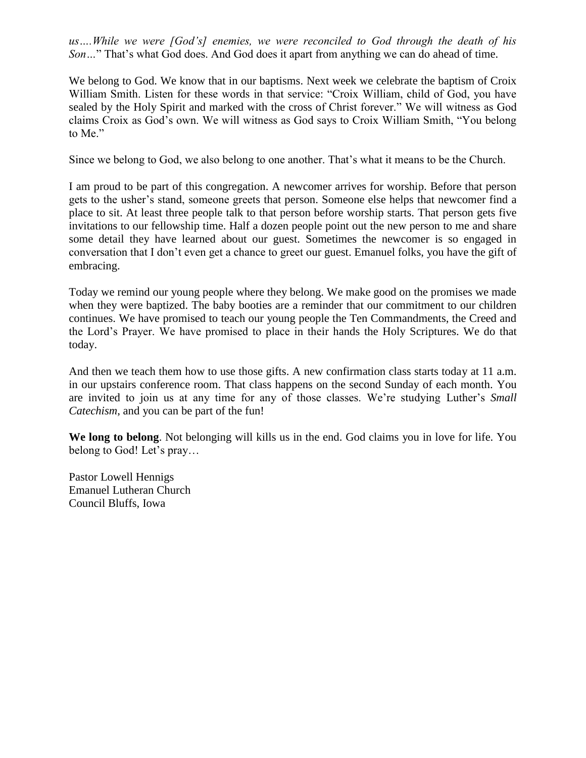*us….While we were [God's] enemies, we were reconciled to God through the death of his Son…*" That's what God does. And God does it apart from anything we can do ahead of time.

We belong to God. We know that in our baptisms. Next week we celebrate the baptism of Croix William Smith. Listen for these words in that service: "Croix William, child of God, you have sealed by the Holy Spirit and marked with the cross of Christ forever." We will witness as God claims Croix as God's own. We will witness as God says to Croix William Smith, "You belong to Me."

Since we belong to God, we also belong to one another. That's what it means to be the Church.

I am proud to be part of this congregation. A newcomer arrives for worship. Before that person gets to the usher's stand, someone greets that person. Someone else helps that newcomer find a place to sit. At least three people talk to that person before worship starts. That person gets five invitations to our fellowship time. Half a dozen people point out the new person to me and share some detail they have learned about our guest. Sometimes the newcomer is so engaged in conversation that I don't even get a chance to greet our guest. Emanuel folks, you have the gift of embracing.

Today we remind our young people where they belong. We make good on the promises we made when they were baptized. The baby booties are a reminder that our commitment to our children continues. We have promised to teach our young people the Ten Commandments, the Creed and the Lord's Prayer. We have promised to place in their hands the Holy Scriptures. We do that today.

And then we teach them how to use those gifts. A new confirmation class starts today at 11 a.m. in our upstairs conference room. That class happens on the second Sunday of each month. You are invited to join us at any time for any of those classes. We're studying Luther's *Small Catechism*, and you can be part of the fun!

**We long to belong**. Not belonging will kills us in the end. God claims you in love for life. You belong to God! Let's pray…

Pastor Lowell Hennigs
Emanuel Lutheran Church
Council Bluffs, Iowa